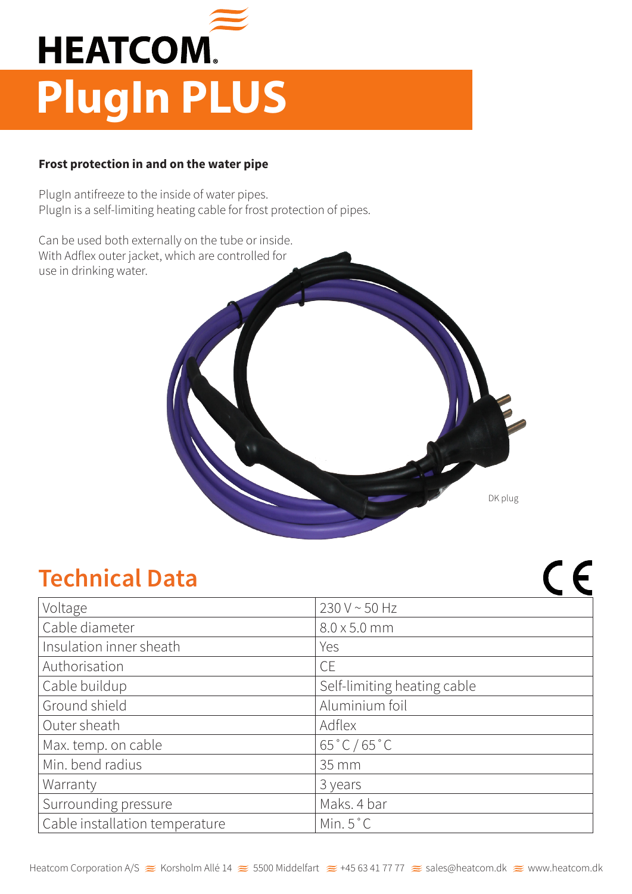# HEATCOM

# PlugIn PLUS

**Frost protection in and on the water pipe**

PlugIn antifreeze to the inside of water pipes.
PlugIn is a self-limiting heating cable for frost protection of pipes.

Can be used both externally on the tube or inside.
With Adflex outer jacket, which are controlled for use in drinking water.

DK plug

## Technical Data

CE

| | |
|---|---|
| Voltage | 230 V ~ 50 Hz |
| Cable diameter | 8.0 x 5.0 mm |
| Insulation inner sheath | Yes |
| Authorisation | CE |
| Cable buildup | Self-limiting heating cable |
| Ground shield | Aluminium foil |
| Outer sheath | Adflex |
| Max. temp. on cable | 65˚C / 65˚C |
| Min. bend radius | 35 mm |
| Warranty | 3 years |
| Surrounding pressure | Maks. 4 bar |
| Cable installation temperature | Min. 5˚C |

Heatcom Corporation A/S ≋ Korsholm Allé 14 ≋ 5500 Middelfart ≋ +45 63 41 77 77 ≋ sales@heatcom.dk ≋ www.heatcom.dk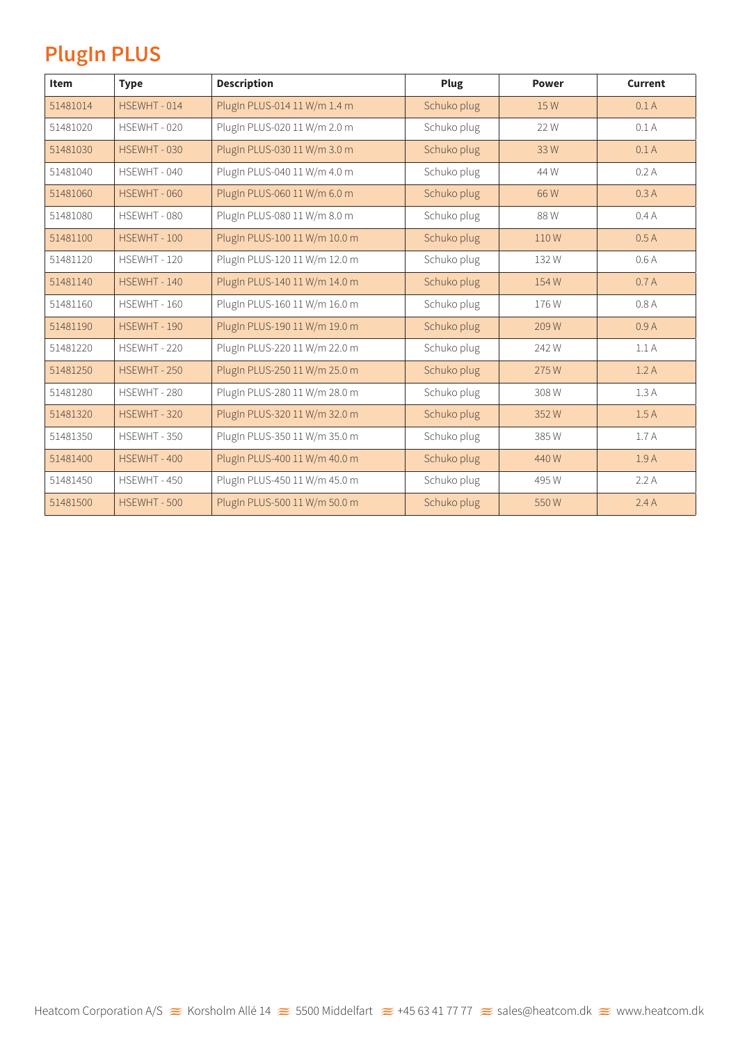# PlugIn PLUS

| Item | Type | Description | Plug | Power | Current |
|---|---|---|---|---|---|
| 51481014 | HSEWHT - 014 | PlugIn PLUS-014 11 W/m 1.4 m | Schuko plug | 15 W | 0.1 A |
| 51481020 | HSEWHT - 020 | PlugIn PLUS-020 11 W/m 2.0 m | Schuko plug | 22 W | 0.1 A |
| 51481030 | HSEWHT - 030 | PlugIn PLUS-030 11 W/m 3.0 m | Schuko plug | 33 W | 0.1 A |
| 51481040 | HSEWHT - 040 | PlugIn PLUS-040 11 W/m 4.0 m | Schuko plug | 44 W | 0.2 A |
| 51481060 | HSEWHT - 060 | PlugIn PLUS-060 11 W/m 6.0 m | Schuko plug | 66 W | 0.3 A |
| 51481080 | HSEWHT - 080 | PlugIn PLUS-080 11 W/m 8.0 m | Schuko plug | 88 W | 0.4 A |
| 51481100 | HSEWHT - 100 | PlugIn PLUS-100 11 W/m 10.0 m | Schuko plug | 110 W | 0.5 A |
| 51481120 | HSEWHT - 120 | PlugIn PLUS-120 11 W/m 12.0 m | Schuko plug | 132 W | 0.6 A |
| 51481140 | HSEWHT - 140 | PlugIn PLUS-140 11 W/m 14.0 m | Schuko plug | 154 W | 0.7 A |
| 51481160 | HSEWHT - 160 | PlugIn PLUS-160 11 W/m 16.0 m | Schuko plug | 176 W | 0.8 A |
| 51481190 | HSEWHT - 190 | PlugIn PLUS-190 11 W/m 19.0 m | Schuko plug | 209 W | 0.9 A |
| 51481220 | HSEWHT - 220 | PlugIn PLUS-220 11 W/m 22.0 m | Schuko plug | 242 W | 1.1 A |
| 51481250 | HSEWHT - 250 | PlugIn PLUS-250 11 W/m 25.0 m | Schuko plug | 275 W | 1.2 A |
| 51481280 | HSEWHT - 280 | PlugIn PLUS-280 11 W/m 28.0 m | Schuko plug | 308 W | 1.3 A |
| 51481320 | HSEWHT - 320 | PlugIn PLUS-320 11 W/m 32.0 m | Schuko plug | 352 W | 1.5 A |
| 51481350 | HSEWHT - 350 | PlugIn PLUS-350 11 W/m 35.0 m | Schuko plug | 385 W | 1.7 A |
| 51481400 | HSEWHT - 400 | PlugIn PLUS-400 11 W/m 40.0 m | Schuko plug | 440 W | 1.9 A |
| 51481450 | HSEWHT - 450 | PlugIn PLUS-450 11 W/m 45.0 m | Schuko plug | 495 W | 2.2 A |
| 51481500 | HSEWHT - 500 | PlugIn PLUS-500 11 W/m 50.0 m | Schuko plug | 550 W | 2.4 A |

Heatcom Corporation A/S ≋ Korsholm Allé 14 ≋ 5500 Middelfart ≋ +45 63 41 77 77 ≋ sales@heatcom.dk ≋ www.heatcom.dk